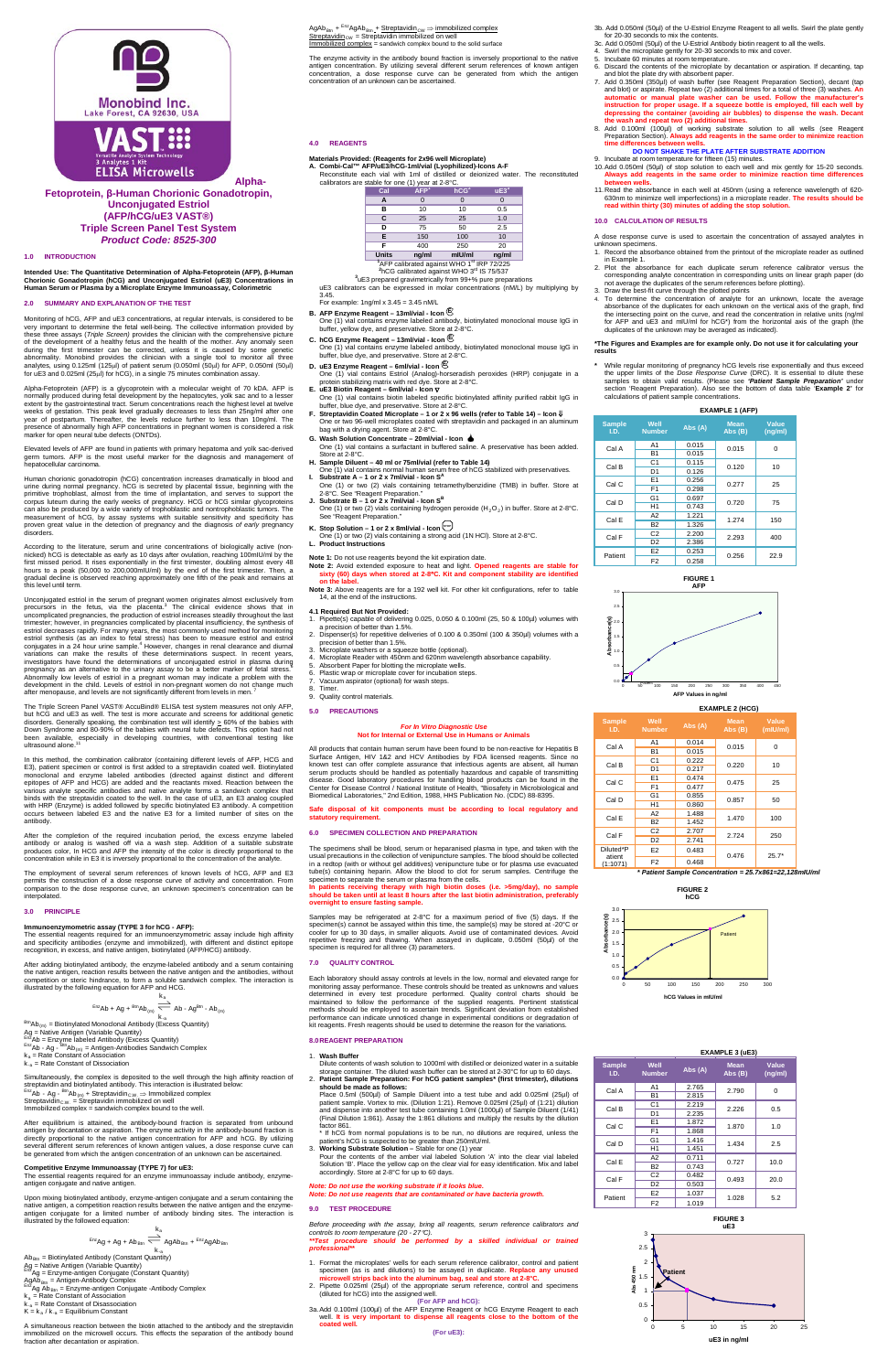Monobind Inc.
Lake Forest, CA 92630, USA

VAST
3 Analytes 1 Kit
Versatile Analyte System Technology
ELISA Microwells

# Alpha-Fetoprotein, β-Human Chorionic Gonadotropin, Unconjugated Estriol (AFP/hCG/uE3 VAST®) Triple Screen Panel Test System

***Product Code: 8525-300***

## 1.0 INTRODUCTION

**Intended Use: The Quantitative Determination of Alpha-Fetoprotein (AFP), β-Human Chorionic Gonadotropin (hCG) and Unconjugated Estriol (uE3) Concentrations in Human Serum or Plasma by a Microplate Enzyme Immunoassay, Colorimetric**

## 2.0 SUMMARY AND EXPLANATION OF THE TEST

Monitoring of hCG, AFP and uE3 concentrations, at regular intervals, is considered to be very important to determine the fetal well-being. The collective information provided by these three assays (*Triple Screen*) provides the clinician with the comprehensive picture of the development of a healthy fetus and the health of the mother. Any anomaly seen during the first trimester can be corrected, unless it is caused by some genetic abnormality. Monobind provides the clinician with a single tool to monitor all three analytes, using 0.125ml (125µl) of patient serum (0.050ml (50µl) for AFP, 0.050ml (50µl) for uE3 and 0.025ml (25µl) for hCG), in a single 75 minutes combination assay.

Alpha-Fetoprotein (AFP) is a glycoprotein with a molecular weight of 70 kDA. AFP is normally produced during fetal development by the hepatocytes, yolk sac and to a lesser extent by the gastrointestinal tract. Serum concentrations reach the highest level at twelve weeks of gestation. This peak level gradually decreases to less than 25ng/ml after one year of postpartum. Thereafter, the levels reduce further to less than 10ng/ml. The presence of abnormally high AFP concentrations in pregnant women is considered a risk marker for open neural tube defects (ONTDs).

Elevated levels of AFP are found in patients with primary hepatoma and yolk sac-derived germ tumors. AFP is the most useful marker for the diagnosis and management of hepatocellular carcinoma.

Human chorionic gonadotropin (hCG) concentration increases dramatically in blood and urine during normal pregnancy. hCG is secreted by placental tissue, beginning with the primitive trophoblast, almost from the time of implantation, and serves to support the corpus luteum during the early weeks of pregnancy. HCG or hCG similar glycoproteins can also be produced by a wide variety of trophoblastic and nontrophoblastic tumors. The measurement of hCG, by assay systems with suitable sensitivity and specificity has proven great value in the detection of pregnancy and the diagnosis of *early* pregnancy disorders.

According to the literature, serum and urine concentrations of biologically active (non-nicked) hCG is detectable as early as 10 days after ovulation, reaching 100mIU/ml by the first missed period. It rises exponentially in the first trimester, doubling almost every 48 hours to a peak (50,000 to 200,000mIU/ml) by the end of the first trimester. Then, a gradual decline is observed reaching approximately one fifth of the peak and remains at this level until term.

Unconjugated estriol in the serum of pregnant women originates almost exclusively from precursors in the fetus, via the placenta.[3] The clinical evidence shows that in uncomplicated pregnancies, the production of estriol increases steadily throughout the last trimester; however, in pregnancies complicated by placental insufficiency, the synthesis of estriol decreases rapidly. For many years, the most commonly used method for monitoring estriol synthesis (as an index to fetal stress) has been to measure total and estriol conjugates in a 24 hour urine sample.[4] However, changes in renal clearance and diurnal variations can make the results of these determinations suspect. In recent years, investigators have found the determinations of unconjugated estriol in plasma during pregnancy as an alternative to the urinary assay to be a better marker of fetal stress.[5] Abnormally low levels of estriol in a pregnant woman may indicate a problem with the development in the child. Levels of estriol in non-pregnant women do not change much after menopause, and levels are not significantly different from levels in men.[7]

The Triple Screen Panel VAST® AccuBind® ELISA test system measures not only AFP, but hCG and uE3 as well. The test is more accurate and screens for additional genetic disorders. Generally speaking, the combination test will identify ≥ 60% of the babies with Down Syndrome and 80-90% of the babies with neural tube defects. This option had not been available, especially in developing countries, with conventional testing like ultrasound alone.[11]

In this method, the combination calibrator (containing different levels of AFP, hCG and E3), patient specimen or control is first added to a streptavidin coated well. Biotinylated monoclonal and enzyme labeled antibodies (directed against distinct and different epitopes of AFP and HCG) are added and the reactants mixed. Reaction between the various analyte specific antibodies and native analyte forms a sandwich complex that binds with the streptavidin coated to the well. In the case of uE3, an E3 analog coupled with HRP (Enzyme) is added followed by specific biotinylated E3 antibody. A competition occurs between labeled E3 and the native E3 for a limited number of sites on the antibody.

After the completion of the required incubation period, the excess enzyme labeled antibody or analog is washed off via a wash step. Addition of a suitable substrate produces color. In HCG and AFP the intensity of the color is directly proportional to the concentration while in E3 it is inversely proportional to the concentration of the analyte.

The employment of several serum references of known levels of hCG, AFP and E3 permits the construction of a dose response curve of activity and concentration. From comparison to the dose response curve, an unknown specimen's concentration can be interpolated.

## 3.0 PRINCIPLE

**Immunoenzymometric assay (TYPE 3 for hCG - AFP):**
The essential reagents required for an immunoenzymometric assay include high affinity and specificity antibodies (enzyme and immobilized), with different and distinct epitope recognition, in excess, and native antigen, biotinylated (AFP/HCG) antibody.

After adding biotinylated antibody, the enzyme-labeled antibody and a serum containing the native antigen, reaction results between the native antigen and the antibodies, without competition or steric hindrance, to form a soluble sandwich complex. The interaction is illustrated by the following equation for AFP and HCG.

$$^{Enz}Ab + Ag + ^{Btn}Ab_{(m)} \underset{k_{-a}}{\overset{k_a}{\rightleftharpoons}} ^{Enz}Ab - Ag - ^{Btn}Ab_{(m)}$$

$^{Btn}Ab_{(m)}$ = Biotinylated Monoclonal Antibody (Excess Quantity)
Ag = Native Antigen (Variable Quantity)
$^{Enz}Ab$ = Enzyme labeled Antibody (Excess Quantity)
$^{Enz}Ab - Ag - ^{Btn}Ab_{(m)}$ = Antigen-Antibodies Sandwich Complex
$k_a$ = Rate Constant of Association
$k_{-a}$ = Rate Constant of Dissociation

Simultaneously, the complex is deposited to the well through the high affinity reaction of streptavidin and biotinylated antibody. This interaction is illustrated below:
$^{Enz}Ab - Ag - ^{Btn}Ab_{(m)}$ + $Streptavidin_{CW}$ ⇒ immobilized complex
$Streptavidin_{CW}$ = Streptavidin immobilized on well
Immobilized complex = sandwich complex bound to the well.

After equilibrium is attained, the antibody-bound fraction is separated from unbound antigen by decantation or aspiration. The enzyme activity in the antibody-bound fraction is directly proportional to the native antigen concentration for AFP and hCG. By utilizing several different serum references of known antigen values, a dose response curve can be generated from which the antigen concentration of an unknown can be ascertained.

**Competitive Enzyme Immunoassay (TYPE 7) for uE3:**
The essential reagents required for an enzyme immunoassay include antibody, enzyme-antigen conjugate and native antigen.

Upon mixing biotinylated antibody, enzyme-antigen conjugate and a serum containing the native antigen, a competition reaction results between the native antigen and the enzyme-antigen conjugate for a limited number of antibody binding sites. The interaction is illustrated by the followed equation:

$$^{Enz}Ag + Ag + Ab_{Btn} \underset{k_{-a}}{\overset{k_a}{\rightleftharpoons}} AgAb_{Btn} + ^{Enz}AgAb_{Btn}$$

$Ab_{Btn}$ = Biotinylated Antibody (Constant Quantity)
Ag = Native Antigen (Variable Quantity)
$^{Enz}Ag$ = Enzyme-antigen Conjugate (Constant Quantity)
$AgAb_{Btn}$ = Antigen-Antibody Complex
$^{Enz}Ag\ Ab_{Btn}$ = Enzyme-antigen Conjugate -Antibody Complex
$k_a$ = Rate Constant of Association
$k_{-a}$ = Rate Constant of Dissociation
K = $k_a$ / $k_{-a}$ = Equilibrium Constant

A simultaneous reaction between the biotin attached to the antibody and the streptavidin immobilized on the microwell occurs. This effects the separation of the antibody bound fraction after decantation or aspiration.

$AgAb_{Btn}$ + $^{Enz}AgAb_{Btn}$ + $Streptavidin_{CW}$ ⇒ immobilized complex
$Streptavidin_{CW}$ = Streptavidin immobilized on well
Immobilized complex = sandwich complex bound to the solid surface

The enzyme activity in the antibody bound fraction is inversely proportional to the native antigen concentration. By utilizing several different serum references of known antigen concentration, a dose response curve can be generated from which the antigen concentration of an unknown can be ascertained.

## 4.0 REAGENTS

**Materials Provided: (Reagents for 2x96 well Microplate)**

**A. Combi-Cal™ AFP/uE3/hCG-1ml/vial (Lyophilized)-Icons A-F**
Reconstitute each vial with 1ml of distilled or deionized water. The reconstituted calibrators are stable for one (1) year at 2-8°C.

| Cal | AFP[1] | hCG[2] | uE3[3] |
|---|---|---|---|
| A | 0 | 0 | 0 |
| B | 10 | 10 | 0.5 |
| C | 25 | 25 | 1.0 |
| D | 75 | 50 | 2.5 |
| E | 150 | 100 | 10 |
| F | 400 | 250 | 20 |
| Units | ng/ml | mIU/ml | ng/ml |

[1]AFP calibrated against WHO 1st IRP 72/225
[2]hCG calibrated against WHO 3rd IS 75/537
[3]uE3 prepared gravimetrically from 99+% pure preparations

uE3 calibrators can be expressed in molar concentrations (nM/L) by multiplying by 3.45.
For example: 1ng/ml x 3.45 = 3.45 nM/L

**B. AFP Enzyme Reagent – 13ml/vial - Icon ⓔ**
One (1) vial contains enzyme labeled antibody, biotinylated monoclonal mouse IgG in buffer, yellow dye, and preservative. Store at 2-8°C.

**C. hCG Enzyme Reagent – 13ml/vial - Icon ⓔ**
One (1) vial contains enzyme labeled antibody, biotinylated monoclonal mouse IgG in buffer, blue dye, and preservative. Store at 2-8°C.

**D. uE3 Enzyme Reagent – 6ml/vial - Icon ⓔ**
One (1) vial contains Estriol (Analog)-horseradish peroxides (HRP) conjugate in a protein stabilizing matrix with red dye. Store at 2-8°C.

**E. uE3 Biotin Reagent – 6ml/vial - Icon ∇**
One (1) vial contains biotin labeled specific biotinylated affinity purified rabbit IgG in buffer, blue dye, and preservative. Store at 2-8°C.

**F. Streptavidin Coated Microplate – 1 or 2 x 96 wells (refer to Table 14) – Icon ⇓**
One or two 96-well microplates coated with streptavidin and packaged in an aluminum bag with a drying agent. Store at 2-8°C.

**G. Wash Solution Concentrate – 20ml/vial - Icon**
One (1) vial contains a surfactant in buffered saline. A preservative has been added. Store at 2-8°C.

**H. Sample Diluent – 40 ml or 75ml/vial (refer to Table 14)**
One (1) vial contains normal human serum free of hCG stabilized with preservatives.

**I. Substrate A – 1 or 2 x 7ml/vial - Icon S[A]**
One (1) or two (2) vials containing tetramethylbenzidine (TMB) in buffer. Store at 2-8°C. See "Reagent Preparation."

**J. Substrate B – 1 or 2 x 7ml/vial - Icon S[B]**
One (1) or two (2) vials containing hydrogen peroxide ($H_2O_2$) in buffer. Store at 2-8°C. See "Reagent Preparation."

**K. Stop Solution – 1 or 2 x 8ml/vial - Icon**
One (1) or two (2) vials containing a strong acid (1N HCl). Store at 2-8°C.

**L. Product Instructions**

**Note 1:** Do not use reagents beyond the kit expiration date.
**Note 2:** Avoid extended exposure to heat and light. **Opened reagents are stable for sixty (60) days when stored at 2-8°C. Kit and component stability are identified on the label.**
**Note 3:** Above reagents are for a 192 well kit. For other kit configurations, refer to table 14, at the end of the instructions.

### 4.1 Required But Not Provided:

1. Pipette(s) capable of delivering 0.025, 0.050 & 0.100ml (25, 50 & 100µl) volumes with a precision of better than 1.5%.
2. Dispenser(s) for repetitive deliveries of 0.100 & 0.350ml (100 & 350µl) volumes with a precision of better than 1.5%.
3. Microplate washers or a squeeze bottle (optional).
4. Microplate Reader with 450nm and 620nm wavelength absorbance capability.
5. Absorbent Paper for blotting the microplate wells.
6. Plastic wrap or microplate cover for incubation steps.
7. Vacuum aspirator (optional) for wash steps.
8. Timer.
9. Quality control materials.

## 5.0 PRECAUTIONS

***For In Vitro Diagnostic Use***
***Not for Internal or External Use in Humans or Animals***

All products that contain human serum have been found to be non-reactive for Hepatitis B Surface Antigen, HIV 1&2 and HCV Antibodies by FDA licensed reagents. Since no known test can offer complete assurance that infectious agents are absent, all human serum products should be handled as potentially hazardous and capable of transmitting disease. Good laboratory procedures for handling blood products can be found in the Center for Disease Control / National Institute of Health, "Biosafety in Microbiological and Biomedical Laboratories," 2nd Edition, 1988, HHS Publication No. (CDC) 88-8395.

**Safe disposal of kit components must be according to local regulatory and statutory requirement.**

## 6.0 SPECIMEN COLLECTION AND PREPARATION

The specimens shall be blood, serum or heparanised plasma in type, and taken with the usual precautions in the collection of venipuncture samples. The blood should be collected in a redtop (with or without gel additives) venipuncture tube or for plasma use evacuated tube(s) containing heparin. Allow the blood to clot for serum samples. Centrifuge the specimen to separate the serum or plasma from the cells.
**In patients receiving therapy with high biotin doses (i.e. >5mg/day), no sample should be taken until at least 8 hours after the last biotin administration, preferably overnight to ensure fasting sample.**

Samples may be refrigerated at 2-8°C for a maximum period of five (5) days. If the specimen(s) cannot be assayed within this time, the sample(s) may be stored at -20°C or cooler for up to 30 days, in smaller aliquots. Avoid use of contaminated devices. Avoid repetitive freezing and thawing. When assayed in duplicate, 0.050ml (50µl) of the specimen is required for all three (3) parameters.

## 7.0 QUALITY CONTROL

Each laboratory should assay controls at levels in the low, normal and elevated range for monitoring assay performance. These controls should be treated as unknowns and values determined in every test procedure performed. Quality control charts should be maintained to follow the performance of the supplied reagents. Pertinent statistical methods should be employed to ascertain trends. Significant deviation from established performance can indicate unnoticed change in experimental conditions or degradation of kit reagents. Fresh reagents should be used to determine the reason for the variations.

## 8.0 REAGENT PREPARATION

1. **Wash Buffer**
Dilute contents of wash solution to 1000ml with distilled or deionized water in a suitable storage container. The diluted wash buffer can be stored at 2-30°C for up to 60 days.
2. **Patient Sample Preparation: For hCG patient samples\* (first trimester), dilutions should be made as follows:**
Place 0.5ml (500µl) of Sample Diluent into a test tube and add 0.025ml (25µl) of patient sample. Vortex to mix. (Dilution 1:21). Remove 0.025ml (25µl) of (1:21) dilution and dispense into another test tube containing 1.0ml (1000µl) of the Sample Diluent (1:41) (Final Dilution 1:861). Assay the 1:861 dilutions and multiply the results by the dilution factor 861.
\* If hCG from normal populations is to be run, no dilutions are required, unless the patient's hCG is suspected to be greater than 250mIU/ml.
3. **Working Substrate Solution** – Stable for one (1) year
Pour the contents of the amber vial labeled Solution 'A' into the clear vial labeled Solution 'B'. Place the yellow cap on the clear vial for easy identification. Mix and label accordingly. Store at 2-8°C for up to 60 days.

***Note: Do not use the working substrate if it looks blue.***
***Note: Do not use reagents that are contaminated or have bacteria growth.***

## 9.0 TEST PROCEDURE

*Before proceeding with the assay, bring all reagents, serum reference calibrators and controls to room temperature (20 - 27°C).*
***\*\*Test procedure should be performed by a skilled individual or trained professional\*\****

1. Format the microplates' wells for each serum reference calibrator, control and patient specimen (as is and dilutions) to be assayed in duplicate. **Replace any unused microwell strips back into the aluminum bag, seal and store at 2-8°C.**
2. Pipette 0.025ml (25µl) of the appropriate serum reference, control and specimens (diluted for hCG) into the assigned well.

**(For AFP and hCG):**

3a. Add 0.100ml (100µl) of the AFP Enzyme Reagent or hCG Enzyme Reagent to each well. **It is very important to dispense all reagents close to the bottom of the coated well.**

**(For uE3):**

3b. Add 0.050ml (50µl) of the U-Estriol Enzyme Reagent to all wells. Swirl the plate gently for 20-30 seconds to mix the contents.
3c. Add 0.050ml (50µl) of the U-Estriol Antibody biotin reagent to all the wells.
4. Swirl the microplate gently for 20-30 seconds to mix and cover.
5. Incubate 60 minutes at room temperature.
6. Discard the contents of the microplate by decantation or aspiration. If decanting, tap and blot the plate dry with absorbent paper.
7. Add 0.350ml (350µl) of wash buffer (see Reagent Preparation Section), decant (tap and blot) or aspirate. Repeat two (2) additional times for a total of three (3) washes. **An automatic or manual plate washer can be used. Follow the manufacturer's instruction for proper usage. If a squeeze bottle is employed, fill each well by depressing the container (avoiding air bubbles) to dispense the wash. Decant the wash and repeat two (2) additional times.**
8. Add 0.100ml (100µl) of working substrate solution to all wells (see Reagent Preparation Section). **Always add reagents in the same order to minimize reaction time differences between wells.**
**DO NOT SHAKE THE PLATE AFTER SUBSTRATE ADDITION**
9. Incubate at room temperature for fifteen (15) minutes.
10. Add 0.050ml (50µl) of stop solution to each well and mix gently for 15-20 seconds. **Always add reagents in the same order to minimize reaction time differences between wells.**
11. Read the absorbance in each well at 450nm (using a reference wavelength of 620-630nm to minimize well imperfections) in a microplate reader. **The results should be read within thirty (30) minutes of adding the stop solution.**

## 10.0 CALCULATION OF RESULTS

A dose response curve is used to ascertain the concentration of assayed analytes in unknown specimens.

1. Record the absorbance obtained from the printout of the microplate reader as outlined in Example 1.
2. Plot the absorbance for each duplicate serum reference calibrator versus the corresponding analyte concentration in corresponding units on linear graph paper (do not average the duplicates of the serum references before plotting).
3. Draw the best-fit curve through the plotted points
4. To determine the concentration of analyte for an unknown, locate the average absorbance of the duplicates for each unknown on the vertical axis of the graph, find the intersecting point on the curve, and read the concentration in relative units (ng/ml for AFP and uE3 and mIU/ml for hCG\*) from the horizontal axis of the graph (the duplicates of the unknown may be averaged as indicated).

**\*The Figures and Examples are for example only. Do not use it for calculating your results**

\* While regular monitoring of pregnancy hCG levels rise exponentially and thus exceed the upper limits of the *Dose Response Curve* (DRC). It is essential to dilute these samples to obtain valid results. (Please see '***Patient Sample Preparation***' under section 'Reagent Preparation). Also see the bottom of data table '**Example 2**' for calculations of patient sample concentrations.

**EXAMPLE 1 (AFP)**

| Sample I.D. | Well Number | Abs (A) | Mean Abs (B) | Value (ng/ml) |
|---|---|---|---|---|
| Cal A | A1 | 0.015 | 0.015 | 0 |
| | B1 | 0.015 | | |
| Cal B | C1 | 0.115 | 0.120 | 10 |
| | D1 | 0.126 | | |
| Cal C | E1 | 0.256 | 0.277 | 25 |
| | F1 | 0.298 | | |
| Cal D | G1 | 0.697 | 0.720 | 75 |
| | H1 | 0.743 | | |
| Cal E | A2 | 1.221 | 1.274 | 150 |
| | B2 | 1.326 | | |
| Cal F | C2 | 2.200 | 2.293 | 400 |
| | D2 | 2.386 | | |
| Patient | E2 | 0.253 | 0.256 | 22.9 |
| | F2 | 0.258 | | |

**FIGURE 1**
**AFP**

**EXAMPLE 2 (HCG)**

| Sample I.D. | Well Number | Abs (A) | Mean Abs (B) | Value (mIU/ml) |
|---|---|---|---|---|
| Cal A | A1 | 0.014 | 0.015 | 0 |
| | B1 | 0.015 | | |
| Cal B | C1 | 0.222 | 0.220 | 10 |
| | D1 | 0.217 | | |
| Cal C | E1 | 0.474 | 0.475 | 25 |
| | F1 | 0.477 | | |
| Cal D | G1 | 0.855 | 0.857 | 50 |
| | H1 | 0.860 | | |
| Cal E | A2 | 1.488 | 1.470 | 100 |
| | B2 | 1.452 | | |
| Cal F | C2 | 2.707 | 2.724 | 250 |
| | D2 | 2.741 | | |
| Diluted*Patient (1:1071) | E2 | 0.483 | 0.476 | 25.7* |
| | F2 | 0.468 | | |

***\* Patient Sample Concentration = 25.7x861=22,128mIU/ml***

**FIGURE 2**
**hCG**

**EXAMPLE 3 (uE3)**

| Sample I.D. | Well Number | Abs (A) | Mean Abs (B) | Value (ng/ml) |
|---|---|---|---|---|
| Cal A | A1 | 2.765 | 2.790 | 0 |
| | B1 | 2.815 | | |
| Cal B | C1 | 2.219 | 2.226 | 0.5 |
| | D1 | 2.235 | | |
| Cal C | E1 | 1.872 | 1.870 | 1.0 |
| | F1 | 1.868 | | |
| Cal D | G1 | 1.416 | 1.434 | 2.5 |
| | H1 | 1.451 | | |
| Cal E | A2 | 0.711 | 0.727 | 10.0 |
| | B2 | 0.743 | | |
| Cal F | C2 | 0.482 | 0.493 | 20.0 |
| | D2 | 0.503 | | |
| Patient | E2 | 1.037 | 1.028 | 5.2 |
| | F2 | 1.019 | | |

**FIGURE 3**
**uE3**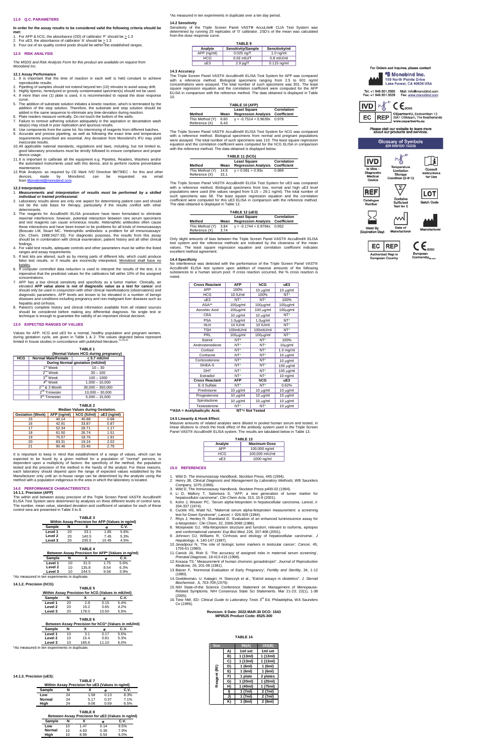## 11.0 Q.C. PARAMETERS

**In order for the assay results to be considered valid the following criteria should be met:**

1. For AFP & hCG, the absorbance (OD) of calibrator 'F' should be > 1.3
2. For uE3, the absorbance of calibrator 'A' should be > 1.3
3. Four out of six quality control pools should be within the established ranges.

## 12.0 RISK ANALYSIS

*The MSDS and Risk Analysis Form for this product are available on request from Monobind Inc.*

### 12.1 Assay Performance

1. It is important that the time of reaction in each well is held constant to achieve reproducible results.
2. Pipetting of samples should not extend beyond ten (10) minutes to avoid assay drift.
3. Highly lipemic, hemolyzed or grossly contaminated specimen(s) should not be used.
4. If more than one (1) plate is used, it is recommended to repeat the dose response curve.
5. The addition of substrate solution initiates a kinetic reaction, which is terminated by the addition of the stop solution. Therefore, the substrate and stop solution should be added in the same sequence to eliminate any time-deviation during reaction.
6. Plate readers measure vertically. Do not touch the bottom of the wells.
7. Failure to remove adhering solution adequately in the aspiration or decantation wash step(s) may result in poor replication and spurious results.
8. Use components from the same lot. No intermixing of reagents from different batches.
9. Accurate and precise pipetting, as well as following the exact time and temperature requirements prescribed are essential. Any deviation from Monobind's IFU may yield inaccurate results.
10. All applicable national standards, regulations and laws, including, but not limited to, good laboratory procedures must be strictly followed to ensure compliance and proper device usage.
11. It is important to calibrate all the equipment e.g. Pipettes, Readers, Washers and/or the automated instruments used with this device, and to perform routine preventative maintenance.
12. Risk Analysis- as required by CE Mark IVD Directive 98/79/EC - for this and other devices, made by Monobind, can be requested via email from Monobind@monobind.com.

### 12.2 Interpretation

1. ***Measurements and interpretation of results must be performed by a skilled individual or trained professional.***
2. Laboratory results alone are only one aspect for determining patient care and should not be the sole basis for therapy, particularly if the results conflict with other determinants.
3. The reagents for AccuBind® ELISA procedure have been formulated to eliminate maximal interference; however, potential interaction between rare serum specimens and test reagents can cause erroneous results. Heterophilic antibodies often cause these interactions and have been known to be problems for all kinds of immunoassays (Boscato LM, Stuart MC. 'Heterophilic antibodies: a problem for all immunoassays' Clin. Chem. 1988:3427-33). For diagnostic purposes, the results from this assay should be in combination with clinical examination, patient history and all other clinical findings.
4. For valid test results, adequate controls and other parameters must be within the listed ranges and assay requirements.
5. If test kits are altered, such as by mixing parts of different kits, which could produce false test results, or if results are incorrectly interpreted, Monobind shall have no liability.
6. If computer controlled data reduction is used to interpret the results of the test, it is imperative that the predicted values for the calibrators fall within 10% of the assigned concentrations.
7. AFP has a low clinical sensitivity and specificity as a tumor marker. Clinically, an elevated **AFP value alone is not of diagnostic value as a test for cancer** and should only be used in conjunction with other clinical manifestations (observations) and diagnostic parameters. AFP levels are known to be elevated in a number of benign diseases and conditions including pregnancy and non-malignant liver diseases such as hepatitis and cirrhosis.
8. Patient's complete history and clinical information available from all related sources should be considered before making any differential diagnosis. No single test or technique is enough to guarantee the validity of an important clinical decision.

## 13.0 EXPECTED RANGES OF VALUES

Values for AFP, hCG and uE3 for a normal, healthy population and pregnant women, during gestation cycle, are given in Table 1 & 2. The values depicted below represent limited in house studies in concordance with published literature.[11,15,16]

**TABLE 1**
**(Normal Values HCG during pregnancy)**

| HCG | Normal Male/Female | ≤ 5.7 mIU/ml |
|---|---|---|
| | During Normal gestation (mIU/ml) | |
| | 1st Week | 10 – 30 |
| | 2nd Week | 30 – 100 |
| | 3rd Week | 100 – 1000 |
| | 4th Week | 1,000 – 10,000 |
| | 2nd & 3 Month | 30,000 – 350,000 |
| | 2nd Trimester | 10,000 – 30,000 |
| | 3rd Trimester | 5,000 – 15,000 |

**TABLE 2**
**Median Values during Gestation.**

| Gestation (Week) | AFP (ng/ml) | hCG (IU/ml) | uE3 (ng/ml) |
|---|---|---|---|
| 15 | 40.14 | 40.88 | 0.68 |
| 16 | 42.91 | 33.87 | 0.87 |
| 17 | 52.34 | 28.71 | 1.17 |
| 18 | 61.50 | 26.74 | 1.51 |
| 19 | 75.57 | 18.76 | 1.91 |
| 20 | 83.31 | 19.24 | 2.02 |
| 21 | 90.46 | 23.46 | 2.78 |

It is important to keep in mind that establishment of a range of values, which can be expected to be found by a given method for a population of "normal" persons, is dependent upon a multiplicity of factors: the specificity of the method, the population tested and the precision of the method in the hands of the analyst. For these reasons, each laboratory should depend upon the range of expected values established by the Manufacturer only until an in-house range can be determined by the analysts using the method with a population indigenous to the area in which the laboratory is located.

## 14.0 PERFORMANCE CHARACTERISTICS

### 14.1.1. Precision (AFP)

The within and between assay precision of the Triple Screen Panel VAST® AccuBind® ELISA Test System were determined by analyses on three different levels of control sera. The number, mean value, standard deviation and coefficient of variation for each of these control sera are presented in Table 3 to 8.

**TABLE 3**
**Within Assay Precision for AFP (Values in ng/ml)**

| Sample | N | X | σ | C.V. |
|---|---|---|---|---|
| Level 1 | 20 | 33.1 | 1.85 | 5.6% |
| Level 2 | 20 | 140.5 | 7.45 | 5.3% |
| Level 3 | 20 | 230.5 | 10.45 | 4.5% |

**TABLE 4**
**Between Assay Precision for AFP* (Values in ng/ml)**

| Sample | N | X | σ | C.V. |
|---|---|---|---|---|
| Level 1 | 10 | 31.5 | 1.75 | 5.6% |
| Level 2 | 10 | 135.8 | 8.54 | 6.3% |
| Level 3 | 10 | 244.5 | 9.58 | 3.9% |

*As measured in ten experiments in duplicate.

### 14.1.2. Precision (hCG)

**TABLE 5**
**Within Assay Precision for hCG (Values in mIU/ml)**

| Sample | N | X | σ | C.V. |
|---|---|---|---|---|
| Level 1 | 20 | 2.8 | 0.15 | 5.4% |
| Level 2 | 20 | 15.2 | 0.65 | 4.2% |
| Level 3 | 20 | 178.0 | 10.50 | 5.9% |

**TABLE 6**
**Between Assay Precision for hCG* (Values in mIU/ml)**

| Sample | N | X | σ | C.V. |
|---|---|---|---|---|
| Level 1 | 10 | 3.1 | 0.17 | 5.5% |
| Level 2 | 10 | 15.4 | 0.81 | 5.3% |
| Level 3 | 10 | 185.6 | 11.10 | 6.0% |

*As measured in ten experiments in duplicate.

### 14.1.3. Precision (uE3):

**TABLE 7**
**Within Assay Precision for uE3 (Values in ng/ml)**

| Sample | N | X | σ | C.V. |
|---|---|---|---|---|
| Low | 24 | 1.58 | 0.13 | 8.3% |
| Normal | 24 | 5.17 | 0.37 | 7.1% |
| High | 24 | 9.06 | 0.59 | 6.5% |

**TABLE 8**
**Between Assay Precision for uE3 (Values in ng/ml)**

| Sample | N | X | σ | C.V. |
|---|---|---|---|---|
| Low | 10 | 1.47 | 0.14 | 9.5% |
| Normal | 10 | 4.93 | 0.39 | 7.9% |
| High | 10 | 8.99 | 0.54 | 6.0% |

*As measured in ten experiments in duplicate over a ten day period.

### 14.2 Sensitivity

Sensitivity of the Triple Screen Panel VAST® AccuLite® CLIA Test System was determined by running 20 replicates of '0' calibrator. 2SD's of the mean was calculated from the dose response curve.

**TABLE 9**

| Analyte | Sensitivity/Sample | Sensitivity/ml |
|---|---|---|
| AFP (ng/ml) | 0.025 ng/T | 1.0 ng/ml |
| HCG | 0.02 mIU/T | 0.8 mIU/ml |
| uE3 | 2.9 pg/T | 0.115 ng/ml |

### 14.3 Accuracy

The Triple Screen Panel VAST® AccuBind® ELISA Test System for AFP was compared with a reference method. Biological specimens ranging from 2.5 to 601 ng/ml concentrations were assayed. The total number of such specimens was 301. The least square regression equation and the correlation coefficient were computed for the AFP ELISA in comparison with the reference method. The data obtained is displayed in Table 10.

**TABLE 10 (AFP)**

| Method | Mean | Least Square Regression Analysis | Correlation Coefficient |
|---|---|---|---|
| This Method (Y) | 6.60 | $y = -0.7514 + 0.9639x$ | 0.978 |
| Reference (X) | 6.43 | | |

The Triple Screen Panel VAST® AccuBind® ELISA Test System for hCG was compared with a reference method. Biological specimens from normal and pregnant populations were assayed. The total number of such specimens was 110. The least square regression equation and the correlation coefficient were computed for the hCG ELISA in comparison with the reference method. The data obtained is displayed below.

**TABLE 11 (hCG)**

| Method | Mean | Least Square Regression Analysis | Correlation Coefficient |
|---|---|---|---|
| This Method (Y) | 14.8 | $y = 0.081 + 0.93x$ | 0.989 |
| Reference (X) | 15.1 | | |

The Triple Screen Panel VAST® AccuBind® ELISA Test System for uE3 was compared with a reference method. Biological specimens from low, normal and high uE3 level populations were used (the values ranged from 0.15 – 29.1 ng/ml). The total number of such specimens was 58. The least square regression equation and the correlation coefficient were computed for this uE3 ELISA in comparison with the reference method. The data obtained is displayed in Table 12.

**TABLE 12 (uE3)**

| Method | Mean | Least Square Regression Analysis | Correlation Coefficient |
|---|---|---|---|
| This Method (Y) | 3.84 | $y = -0.1744 + 0.9794x$ | 0.952 |
| Reference (X) | 3.74 | | |

Only slight amounts of bias between the Triple Screen Panel VAST® AccuBind® ELISA test system and the reference methods are indicated by the closeness of the mean values. The least square regression equation and correlation coefficient indicates excellent method agreement.

### 14.4 Specificity

No interference was detected with the performance of the Triple Screen Panel VAST® AccuBind® ELISA test system upon addition of massive amounts of the following substances to a human serum pool. If cross reaction occurred, the % cross reaction is noted.

| Cross Reactant | AFP | hCG | uE3 |
|---|---|---|---|
| AFP | 100% | 10 µg/ml | 10 µg/ml |
| HCG | 10 IU/ml | 100% | NT* |
| uE3 | NT* | NT* | 100% |
| ASA** | 100µg/ml | 100µg/ml | 100µg/ml |
| Ascorbic Acid | 100µg/ml | 100 µg/ml | 100µg/ml |
| CEA | 10 µg/ml | 10 µg/ml | NT* |
| PSA | 1.0µg/ml | 1.0µg/ml | NT* |
| HLH | 10 IU/ml | 10 IU/ml | NT* |
| TSH | 100mIU/ml | 100mIU/ml | NT* |
| PRL | 100µg/ml | 100µg/ml | NT* |
| Estriol | NT* | NT* | 100% |
| Androstenedione | NT* | NT* | 10µg/ml |
| Cortisol | NT* | NT* | 1.0 mg/ml |
| Cortisone | NT* | NT* | 10 µg/ml |
| Corticosterone | NT* | NT* | 10 µg/ml |
| DHEA-S | NT* | NT* | 100 µg/ml |
| DHT | NT* | NT* | 100 µg/ml |
| Estradiol | NT* | NT* | 10 ng/ml |
| **Cross Reactant** | **AFP** | **hCG** | **uE3** |
| E-3 Sulfate | NT* | NT* | 0.62% |
| Prednisone | 10 µg/ml | 10 µg/ml | 10 µg/ml |
| Progesterone | 10 µg/ml | 10 µg/ml | 10 µg/ml |
| Spirolactone | 10 µg/ml | 10 µg/ml | 10 µg/ml |
| Testosterone | NT* | NT* | 10 µg/ml |

**\*\*ASA = Acetylsalicylic Acid. NT*= Not Tested**

### 14.5 Linearity & Hook Effect:

Massive amounts of related analytes were diluted in pooled human serum and tested, in linear dilutions to check the hook effect of the antibody system used in the Triple Screen Panel VAST® AccuBind® ELISA system. The results are tabulated below in Table 13.

**TABLE 13**

| Analyte | Maximum Dose |
|---|---|
| AFP | 100,000 ng/ml |
| HCG | 100,000 mIU/ml |
| uE3 | 1000 ng/ml |

## 15.0 REFERENCES

1. Wild D, *The Immunoassay Handbook*, Stockton Press, 445 (1994).
2. Henry JB, *Clinical Diagnosis and Management by Laboratory Methods*, WB Saunders Company, 1075 (1996).
3. Wild D, The Immunoassay Handbook, Stockton Press p400-02 (1994).
4. Li D, Mallory T, Satomura S, "AFP; a new generation of tumor marker for hepatocellular carcinoma", *Clin Chem Acta*, 313, 15-9 (2001).
5. Kohn J, Weaver PC, 'Serum alpha-fetoprotein in hepatocellular carcinoma. *Lancet*, ii: 334-337 (1974).
6. Cuckle HS, Wald NJ, "Maternal serum alpha-fetoprotein measurement: a screening test for Down Syndrome", *Lancet*, I: 926-929 (1984).
7. Rhys J, Henley R, Shankland D. 'Evaluation of an enhanced luminescence assay for α-fetoprotein.' *Clin Chem*, 32, 2066-2069 (1986).
8. Mizejewski GJ, 'Alfa-fetoprotein structure and function; relevant to isoforms, epitopes and conformational variants' *Exp Biol Med*, 226, 337-408 (2001).
9. Johnson OJ, Williams R, 'Cirrhosis and etiology of hepatocellular carcinoma', *J Hepatology*, 4, 140-147 (1987).
10. Javadpour N, 'The role of biologic tumor markers in testicular cancer', *Cancer*, 45, 1755-61 (1980).
11. Canick JA, Rish S. 'The accuracy of assigned risks in maternal serum screening', *Prenatal Diagnosis*; 18:413-415 (1998).
12. Kosasa TS," Measurement of human chorionic gonadotropin". *Journal of Reproductive Medicine*, 26, 201-06 (1981).
13. Batzer F, 'Hormonal Evaluation of Early Pregnancy', *Fertility and Sterility*, 34, 1-12 (1980).
14. Goeblesman, U. Katagiri, H. Stanczyk et al., "Estriol assays in obstetrics". *J. Steroid Biochemistr.*, 6, 703-709 (1975).
15. NIH State-of-the Science Conference Statement on Management of Menopause-Related Symptoms. NIH Consensus State Sci Statements. Mar 21-23; 22(1), 1-38 (2005).
16. Tietz NW, ED: *Clinical Guide to Laboratory Tests* 3rd Ed, Philadelphia, WA Saunders Co (1995).

**Revision: 6 Date: 2022-MAR-30 DCO: 1543**
**MP8525 Product Code: 8525-300**

**TABLE 14**

| Size | | 96(A) | 192(B) |
|---|---|---|---|
| Reagent (fill) | A) | 1ml set | 1ml set |
| | B) | 1 (13ml) | 1 (13ml) |
| | C) | 1 (13ml) | 1 (13ml) |
| | D) | 1 (6ml) | 1 (6ml) |
| | E) | 1 (6ml) | 1 (6ml) |
| | F) | 1 plate | 2 plates |
| | G) | 1 (20ml) | 1 (20ml) |
| | H) | 1 (40ml) | 1 (75ml) |
| | I) | 1 (7ml) | 2 (7ml) |
| | J) | 1 (7ml) | 2 (7ml) |
| | K) | 1 (8ml) | 2 (8ml) |

For Orders and Inquires, please contact

**Monobind Inc.**
100 North Pointe Drive
Lake Forest, CA 92630 USA

Tel: +1 949.951.2665 Mail: info@monobind.com
Fax: +1 949.951.3539 Fax: www.monobind.com

IVD 2°C–8°C CE 0050

EC REP CEpartner4U, Esdoornlaan 13 3951 DBMaarn, The Netherlands www.cepartner4u.eu

Please visit our website to learn more about our products and services.

**Glossary of Symbols**
(EN 980/ISO 15223)

IVD In Vitro Diagnostic Medical Device

Temperature Limitation Storage Condition (2-8°C)

Consult Instructions for Use

REF Catalogue Number

Contains Sufficient Test for Σ

LOT Batch Code

Used By (Expiration Day)

Date of Manufacturer

Manufacturer

EC REP Authorized Rep in European Country

CE 0050 European Conformity